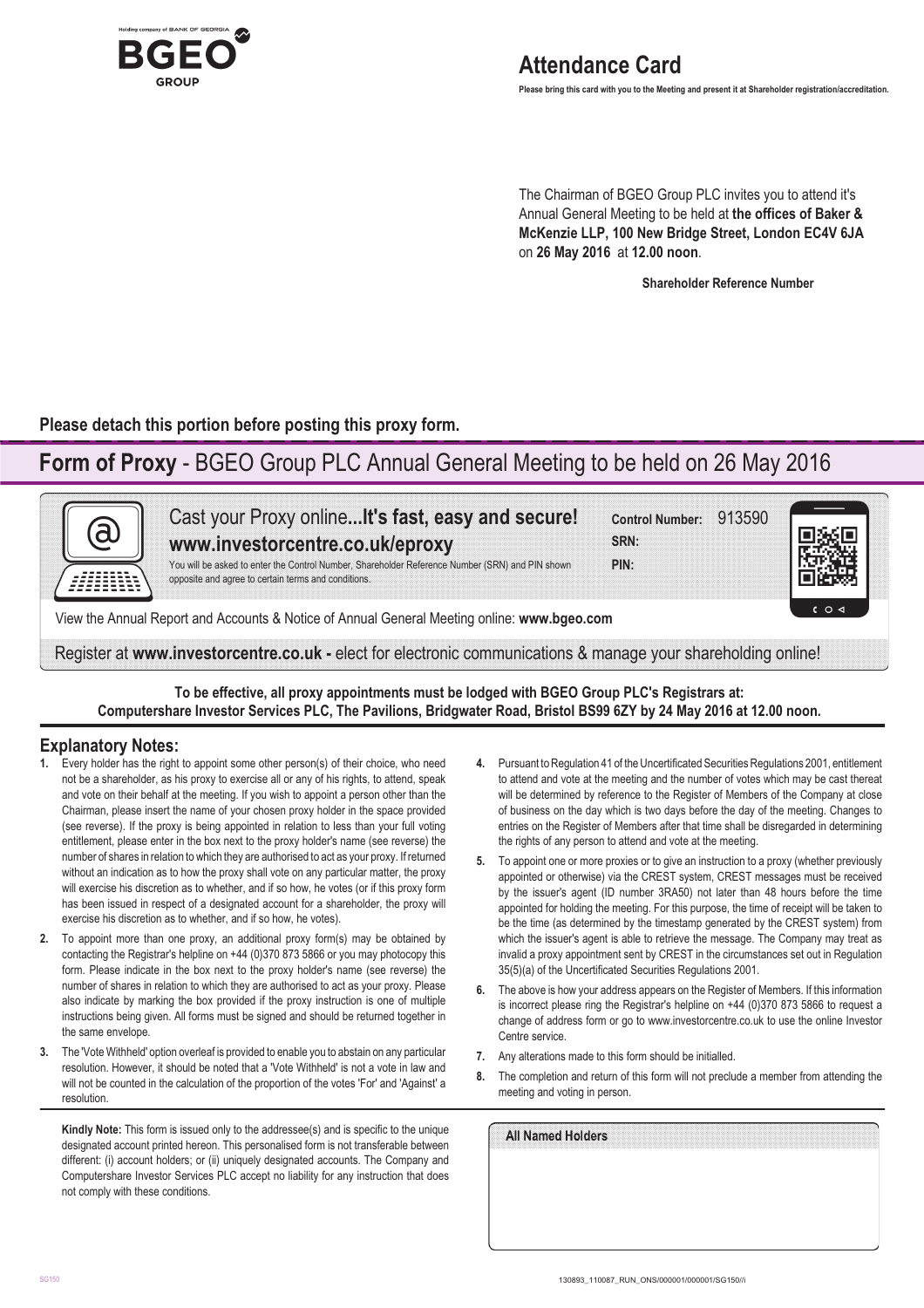# Attendance Card

**Please bring this card with you to the Meeting and present it at Shareholder registration/accreditation.**

The Chairman of BGEO Group PLC invites you to attend it's Annual General Meeting to be held at **the offices of Baker & McKenzie LLP, 100 New Bridge Street, London EC4V 6JA** on **26 May 2016** at **12.00 noon**.

**Shareholder Reference Number**

**Please detach this portion before posting this proxy form.**

## **Form of Proxy** - BGEO Group PLC Annual General Meeting to be held on 26 May 2016

Cast your Proxy online**...It's fast, easy and secure!**
**www.investorcentre.co.uk/eproxy**

You will be asked to enter the Control Number, Shareholder Reference Number (SRN) and PIN shown opposite and agree to certain terms and conditions.

**Control Number:** 913590
**SRN:**
**PIN:**

View the Annual Report and Accounts & Notice of Annual General Meeting online: **www.bgeo.com**

Register at **www.investorcentre.co.uk -** elect for electronic communications & manage your shareholding online!

**To be effective, all proxy appointments must be lodged with BGEO Group PLC's Registrars at: Computershare Investor Services PLC, The Pavilions, Bridgwater Road, Bristol BS99 6ZY by 24 May 2016 at 12.00 noon.**

### Explanatory Notes:

1. Every holder has the right to appoint some other person(s) of their choice, who need not be a shareholder, as his proxy to exercise all or any of his rights, to attend, speak and vote on their behalf at the meeting. If you wish to appoint a person other than the Chairman, please insert the name of your chosen proxy holder in the space provided (see reverse). If the proxy is being appointed in relation to less than your full voting entitlement, please enter in the box next to the proxy holder's name (see reverse) the number of shares in relation to which they are authorised to act as your proxy. If returned without an indication as to how the proxy shall vote on any particular matter, the proxy will exercise his discretion as to whether, and if so how, he votes (or if this proxy form has been issued in respect of a designated account for a shareholder, the proxy will exercise his discretion as to whether, and if so how, he votes).
2. To appoint more than one proxy, an additional proxy form(s) may be obtained by contacting the Registrar's helpline on +44 (0)370 873 5866 or you may photocopy this form. Please indicate in the box next to the proxy holder's name (see reverse) the number of shares in relation to which they are authorised to act as your proxy. Please also indicate by marking the box provided if the proxy instruction is one of multiple instructions being given. All forms must be signed and should be returned together in the same envelope.
3. The 'Vote Withheld' option overleaf is provided to enable you to abstain on any particular resolution. However, it should be noted that a 'Vote Withheld' is not a vote in law and will not be counted in the calculation of the proportion of the votes 'For' and 'Against' a resolution.
4. Pursuant to Regulation 41 of the Uncertificated Securities Regulations 2001, entitlement to attend and vote at the meeting and the number of votes which may be cast thereat will be determined by reference to the Register of Members of the Company at close of business on the day which is two days before the day of the meeting. Changes to entries on the Register of Members after that time shall be disregarded in determining the rights of any person to attend and vote at the meeting.
5. To appoint one or more proxies or to give an instruction to a proxy (whether previously appointed or otherwise) via the CREST system, CREST messages must be received by the issuer's agent (ID number 3RA50) not later than 48 hours before the time appointed for holding the meeting. For this purpose, the time of receipt will be taken to be the time (as determined by the timestamp generated by the CREST system) from which the issuer's agent is able to retrieve the message. The Company may treat as invalid a proxy appointment sent by CREST in the circumstances set out in Regulation 35(5)(a) of the Uncertificated Securities Regulations 2001.
6. The above is how your address appears on the Register of Members. If this information is incorrect please ring the Registrar's helpline on +44 (0)370 873 5866 to request a change of address form or go to www.investorcentre.co.uk to use the online Investor Centre service.
7. Any alterations made to this form should be initialled.
8. The completion and return of this form will not preclude a member from attending the meeting and voting in person.

**Kindly Note:** This form is issued only to the addressee(s) and is specific to the unique designated account printed hereon. This personalised form is not transferable between different: (i) account holders; or (ii) uniquely designated accounts. The Company and Computershare Investor Services PLC accept no liability for any instruction that does not comply with these conditions.

**All Named Holders**

SG150

130893_110087_RUN_ONS/000001/000001/SG150//i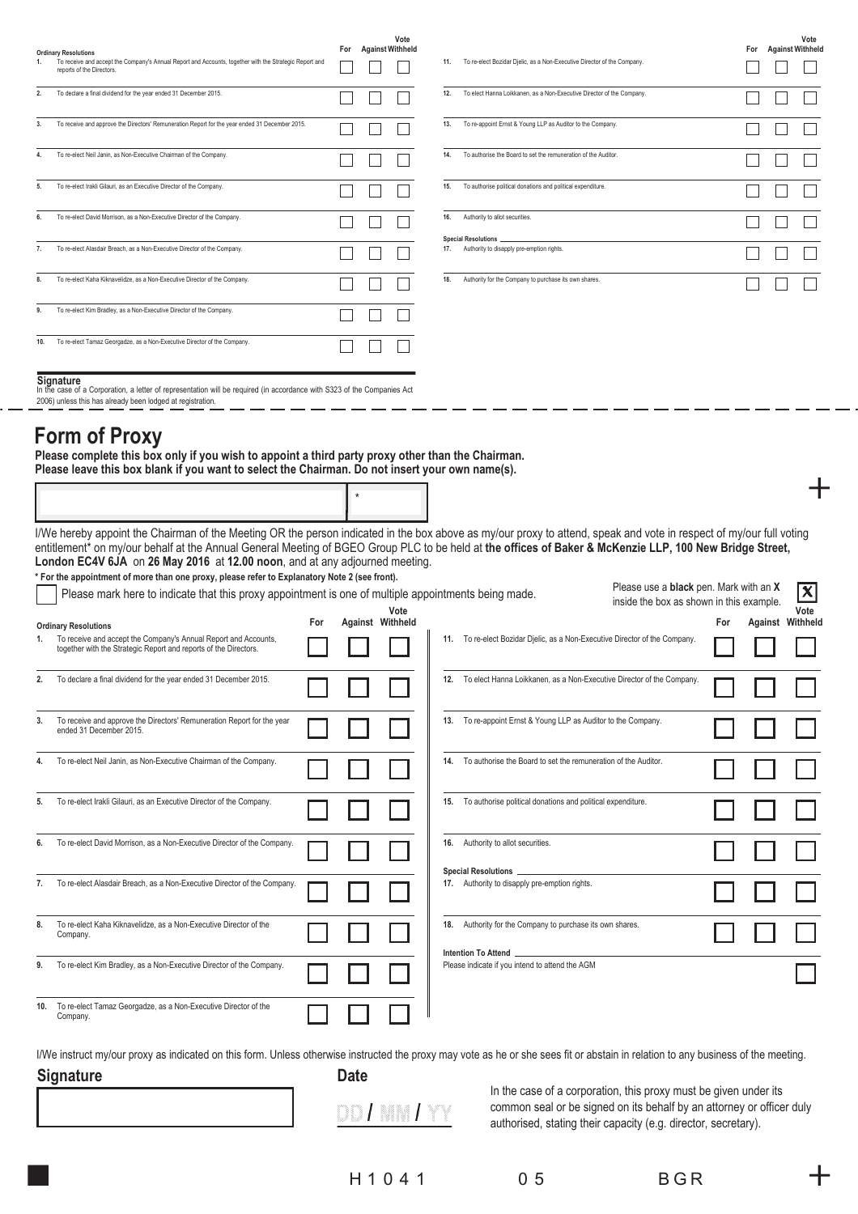| Ordinary Resolutions | For | Against | Vote Withheld |
|---|---|---|---|
| 1. To receive and accept the Company's Annual Report and Accounts, together with the Strategic Report and reports of the Directors. | | | |
| 2. To declare a final dividend for the year ended 31 December 2015. | | | |
| 3. To receive and approve the Directors' Remuneration Report for the year ended 31 December 2015. | | | |
| 4. To re-elect Neil Janin, as Non-Executive Chairman of the Company. | | | |
| 5. To re-elect Irakli Gilauri, as an Executive Director of the Company. | | | |
| 6. To re-elect David Morrison, as a Non-Executive Director of the Company. | | | |
| 7. To re-elect Alasdair Breach, as a Non-Executive Director of the Company. | | | |
| 8. To re-elect Kaha Kiknavelidze, as a Non-Executive Director of the Company. | | | |
| 9. To re-elect Kim Bradley, as a Non-Executive Director of the Company. | | | |
| 10. To re-elect Tamaz Georgadze, as a Non-Executive Director of the Company. | | | |
| 11. To re-elect Bozidar Djelic, as a Non-Executive Director of the Company. | | | |
| 12. To elect Hanna Loikkanen, as a Non-Executive Director of the Company. | | | |
| 13. To re-appoint Ernst & Young LLP as Auditor to the Company. | | | |
| 14. To authorise the Board to set the remuneration of the Auditor. | | | |
| 15. To authorise political donations and political expenditure. | | | |
| 16. Authority to allot securities. | | | |
| **Special Resolutions** | | | |
| 17. Authority to disapply pre-emption rights. | | | |
| 18. Authority for the Company to purchase its own shares. | | | |

**Signature**
In the case of a Corporation, a letter of representation will be required (in accordance with S323 of the Companies Act 2006) unless this has already been lodged at registration.

# Form of Proxy

**Please complete this box only if you wish to appoint a third party proxy other than the Chairman.**
**Please leave this box blank if you want to select the Chairman. Do not insert your own name(s).**

| | * |
|---|---|

I/We hereby appoint the Chairman of the Meeting OR the person indicated in the box above as my/our proxy to attend, speak and vote in respect of my/our full voting entitlement* on my/our behalf at the Annual General Meeting of BGEO Group PLC to be held at **the offices of Baker & McKenzie LLP, 100 New Bridge Street, London EC4V 6JA** on **26 May 2016** at **12.00 noon**, and at any adjourned meeting.

**\* For the appointment of more than one proxy, please refer to Explanatory Note 2 (see front).**

☐ Please mark here to indicate that this proxy appointment is one of multiple appointments being made.

Please use a **black** pen. Mark with an **X** inside the box as shown in this example. ☒

| Ordinary Resolutions | For | Against | Vote Withheld |
|---|---|---|---|
| 1. To receive and accept the Company's Annual Report and Accounts, together with the Strategic Report and reports of the Directors. | | | |
| 2. To declare a final dividend for the year ended 31 December 2015. | | | |
| 3. To receive and approve the Directors' Remuneration Report for the year ended 31 December 2015. | | | |
| 4. To re-elect Neil Janin, as Non-Executive Chairman of the Company. | | | |
| 5. To re-elect Irakli Gilauri, as an Executive Director of the Company. | | | |
| 6. To re-elect David Morrison, as a Non-Executive Director of the Company. | | | |
| 7. To re-elect Alasdair Breach, as a Non-Executive Director of the Company. | | | |
| 8. To re-elect Kaha Kiknavelidze, as a Non-Executive Director of the Company. | | | |
| 9. To re-elect Kim Bradley, as a Non-Executive Director of the Company. | | | |
| 10. To re-elect Tamaz Georgadze, as a Non-Executive Director of the Company. | | | |
| 11. To re-elect Bozidar Djelic, as a Non-Executive Director of the Company. | | | |
| 12. To elect Hanna Loikkanen, as a Non-Executive Director of the Company. | | | |
| 13. To re-appoint Ernst & Young LLP as Auditor to the Company. | | | |
| 14. To authorise the Board to set the remuneration of the Auditor. | | | |
| 15. To authorise political donations and political expenditure. | | | |
| 16. Authority to allot securities. | | | |
| **Special Resolutions** | | | |
| 17. Authority to disapply pre-emption rights. | | | |
| 18. Authority for the Company to purchase its own shares. | | | |
| **Intention To Attend** | | | |
| Please indicate if you intend to attend the AGM | | | |

I/We instruct my/our proxy as indicated on this form. Unless otherwise instructed the proxy may vote as he or she sees fit or abstain in relation to any business of the meeting.

**Signature**

**Date**

DD / MM / YY

In the case of a corporation, this proxy must be given under its common seal or be signed on its behalf by an attorney or officer duly authorised, stating their capacity (e.g. director, secretary).

H1041 05 BGR